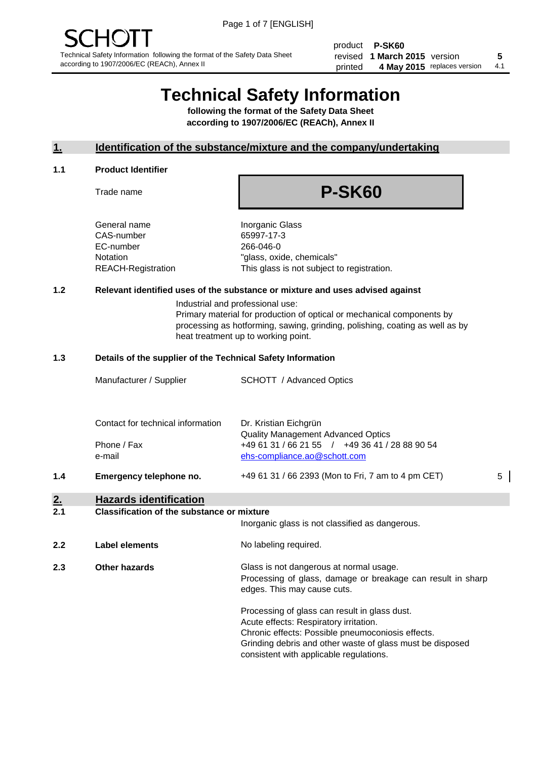SCHOTT

Technical Safety Information following the format of the Safety Data Sheet according to 1907/2006/EC (REACh), Annex II

| product | P-SK60 | | |
|---|---|---|---|
| revised | 1 March 2015 | version | 5 |
| printed | 4 May 2015 | replaces version | 4.1 |

# Technical Safety Information

**following the format of the Safety Data Sheet according to 1907/2006/EC (REACh), Annex II**

## 1. Identification of the substance/mixture and the company/undertaking

### 1.1 Product Identifier

| | |
|---|---|
| Trade name | **P-SK60** |
| General name | Inorganic Glass |
| CAS-number | 65997-17-3 |
| EC-number | 266-046-0 |
| Notation | "glass, oxide, chemicals" |
| REACH-Registration | This glass is not subject to registration. |

### 1.2 Relevant identified uses of the substance or mixture and uses advised against

Industrial and professional use:
Primary material for production of optical or mechanical components by processing as hotforming, sawing, grinding, polishing, coating as well as by heat treatment up to working point.

### 1.3 Details of the supplier of the Technical Safety Information

| | |
|---|---|
| Manufacturer / Supplier | SCHOTT / Advanced Optics |
| Contact for technical information | Dr. Kristian Eichgrün<br>Quality Management Advanced Optics |
| Phone / Fax | +49 61 31 / 66 21 55 / +49 36 41 / 28 88 90 54 |
| e-mail | ehs-compliance.ao@schott.com |

### 1.4 Emergency telephone no.

+49 61 31 / 66 2393 (Mon to Fri, 7 am to 4 pm CET) 5

## 2. Hazards identification

### 2.1 Classification of the substance or mixture

Inorganic glass is not classified as dangerous.

### 2.2 Label elements

No labeling required.

### 2.3 Other hazards

Glass is not dangerous at normal usage.
Processing of glass, damage or breakage can result in sharp edges. This may cause cuts.

Processing of glass can result in glass dust.
Acute effects: Respiratory irritation.
Chronic effects: Possible pneumoconiosis effects.
Grinding debris and other waste of glass must be disposed consistent with applicable regulations.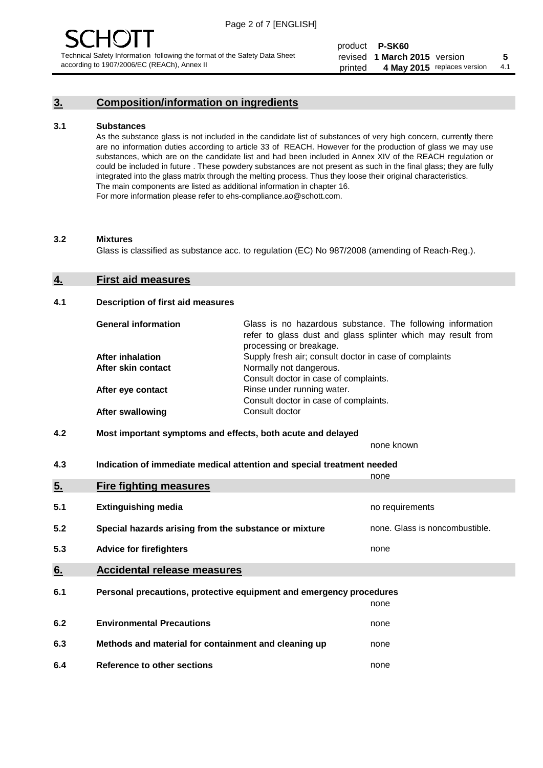## 3. Composition/information on ingredients

**3.1 Substances**

As the substance glass is not included in the candidate list of substances of very high concern, currently there are no information duties according to article 33 of REACH. However for the production of glass we may use substances, which are on the candidate list and had been included in Annex XIV of the REACH regulation or could be included in future . These powdery substances are not present as such in the final glass; they are fully integrated into the glass matrix through the melting process. Thus they loose their original characteristics. The main components are listed as additional information in chapter 16.
For more information please refer to ehs-compliance.ao@schott.com.

**3.2 Mixtures**

Glass is classified as substance acc. to regulation (EC) No 987/2008 (amending of Reach-Reg.).

## 4. First aid measures

**4.1 Description of first aid measures**

| | |
|---|---|
| **General information** | Glass is no hazardous substance. The following information refer to glass dust and glass splinter which may result from processing or breakage. |
| **After inhalation** | Supply fresh air; consult doctor in case of complaints |
| **After skin contact** | Normally not dangerous. Consult doctor in case of complaints. |
| **After eye contact** | Rinse under running water. Consult doctor in case of complaints. |
| **After swallowing** | Consult doctor |

**4.2 Most important symptoms and effects, both acute and delayed**

none known

**4.3 Indication of immediate medical attention and special treatment needed**

none

## 5. Fire fighting measures

| | | |
|---|---|---|
| **5.1** | **Extinguishing media** | no requirements |
| **5.2** | **Special hazards arising from the substance or mixture** | none. Glass is noncombustible. |
| **5.3** | **Advice for firefighters** | none |

## 6. Accidental release measures

| | | |
|---|---|---|
| **6.1** | **Personal precautions, protective equipment and emergency procedures** | none |
| **6.2** | **Environmental Precautions** | none |
| **6.3** | **Methods and material for containment and cleaning up** | none |
| **6.4** | **Reference to other sections** | none |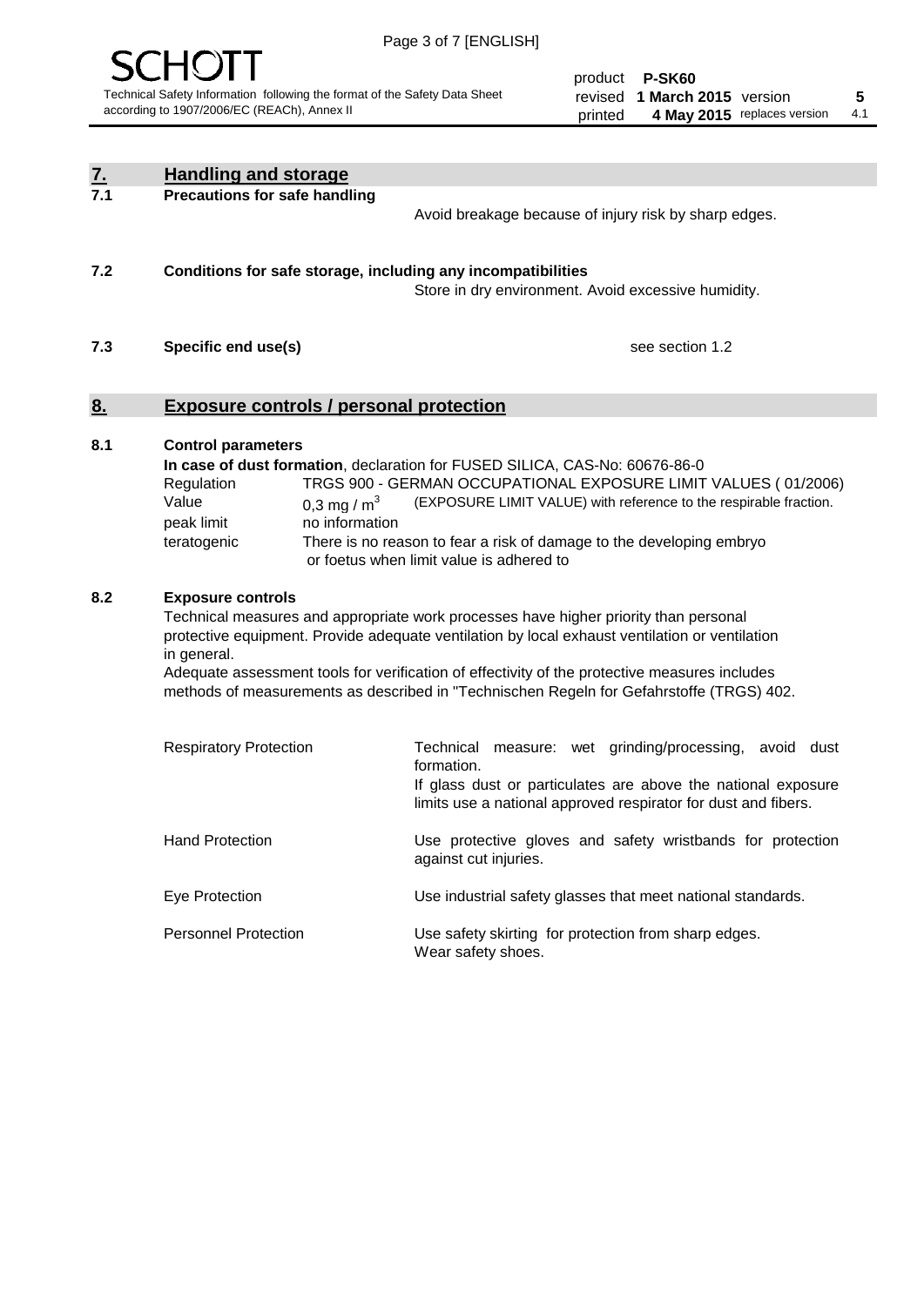## 7. Handling and storage

### 7.1 Precautions for safe handling

Avoid breakage because of injury risk by sharp edges.

### 7.2 Conditions for safe storage, including any incompatibilities

Store in dry environment. Avoid excessive humidity.

### 7.3 Specific end use(s)

see section 1.2

## 8. Exposure controls / personal protection

### 8.1 Control parameters

**In case of dust formation**, declaration for FUSED SILICA, CAS-No: 60676-86-0

| | |
|---|---|
| Regulation | TRGS 900 - GERMAN OCCUPATIONAL EXPOSURE LIMIT VALUES ( 01/2006) |
| Value | 0,3 mg / $m^3$ (EXPOSURE LIMIT VALUE) with reference to the respirable fraction. |
| peak limit | no information |
| teratogenic | There is no reason to fear a risk of damage to the developing embryo or foetus when limit value is adhered to |

### 8.2 Exposure controls

Technical measures and appropriate work processes have higher priority than personal protective equipment. Provide adequate ventilation by local exhaust ventilation or ventilation in general.
Adequate assessment tools for verification of effectivity of the protective measures includes methods of measurements as described in "Technischen Regeln for Gefahrstoffe (TRGS) 402.

| | |
|---|---|
| Respiratory Protection | Technical measure: wet grinding/processing, avoid dust formation. If glass dust or particulates are above the national exposure limits use a national approved respirator for dust and fibers. |
| Hand Protection | Use protective gloves and safety wristbands for protection against cut injuries. |
| Eye Protection | Use industrial safety glasses that meet national standards. |
| Personnel Protection | Use safety skirting for protection from sharp edges. Wear safety shoes. |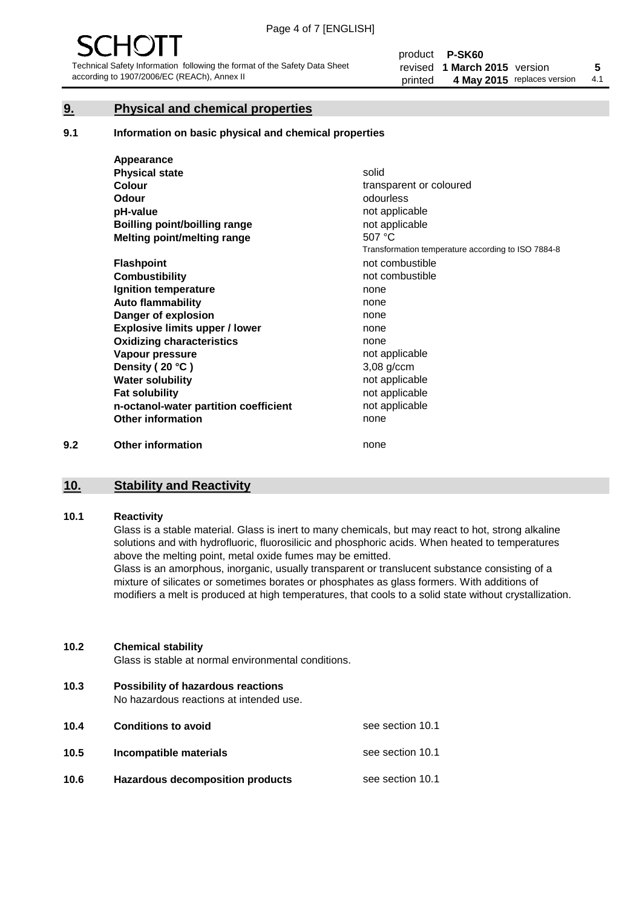## 9. Physical and chemical properties

### 9.1 Information on basic physical and chemical properties

| | |
|---|---|
| **Appearance** | |
| **Physical state** | solid |
| **Colour** | transparent or coloured |
| **Odour** | odourless |
| **pH-value** | not applicable |
| **Boilling point/boilling range** | not applicable |
| **Melting point/melting range** | 507 °C<br>Transformation temperature according to ISO 7884-8 |
| **Flashpoint** | not combustible |
| **Combustibility** | not combustible |
| **Ignition temperature** | none |
| **Auto flammability** | none |
| **Danger of explosion** | none |
| **Explosive limits upper / lower** | none |
| **Oxidizing characteristics** | none |
| **Vapour pressure** | not applicable |
| **Density ( 20 °C )** | 3,08 g/ccm |
| **Water solubility** | not applicable |
| **Fat solubility** | not applicable |
| **n-octanol-water partition coefficient** | not applicable |
| **Other information** | none |

### 9.2 Other information

none

## 10. Stability and Reactivity

### 10.1 Reactivity

Glass is a stable material. Glass is inert to many chemicals, but may react to hot, strong alkaline solutions and with hydrofluoric, fluorosilicic and phosphoric acids. When heated to temperatures above the melting point, metal oxide fumes may be emitted.

Glass is an amorphous, inorganic, usually transparent or translucent substance consisting of a mixture of silicates or sometimes borates or phosphates as glass formers. With additions of modifiers a melt is produced at high temperatures, that cools to a solid state without crystallization.

### 10.2 Chemical stability

Glass is stable at normal environmental conditions.

### 10.3 Possibility of hazardous reactions

No hazardous reactions at intended use.

| | | |
|---|---|---|
| **10.4** | **Conditions to avoid** | see section 10.1 |
| **10.5** | **Incompatible materials** | see section 10.1 |
| **10.6** | **Hazardous decomposition products** | see section 10.1 |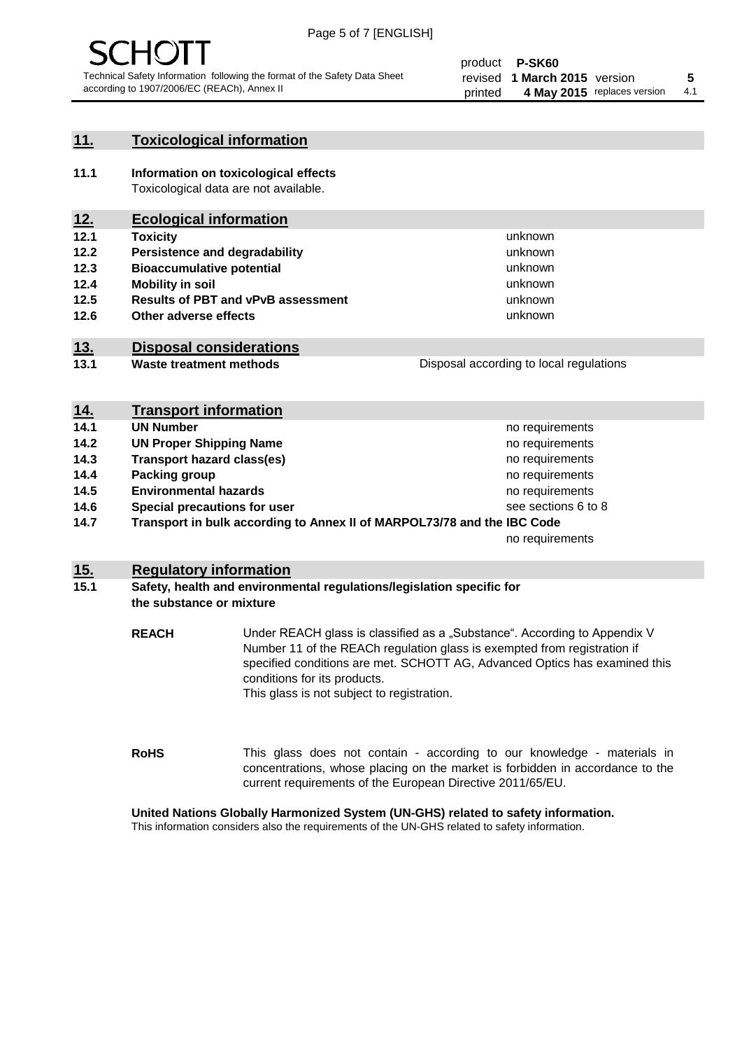## 11. Toxicological information

**11.1 Information on toxicological effects**
Toxicological data are not available.

## 12. Ecological information

| | | |
|---|---|---|
| **12.1** | **Toxicity** | unknown |
| **12.2** | **Persistence and degradability** | unknown |
| **12.3** | **Bioaccumulative potential** | unknown |
| **12.4** | **Mobility in soil** | unknown |
| **12.5** | **Results of PBT and vPvB assessment** | unknown |
| **12.6** | **Other adverse effects** | unknown |

## 13. Disposal considerations

| | | |
|---|---|---|
| **13.1** | **Waste treatment methods** | Disposal according to local regulations |

## 14. Transport information

| | | |
|---|---|---|
| **14.1** | **UN Number** | no requirements |
| **14.2** | **UN Proper Shipping Name** | no requirements |
| **14.3** | **Transport hazard class(es)** | no requirements |
| **14.4** | **Packing group** | no requirements |
| **14.5** | **Environmental hazards** | no requirements |
| **14.6** | **Special precautions for user** | see sections 6 to 8 |
| **14.7** | **Transport in bulk according to Annex II of MARPOL73/78 and the IBC Code** | no requirements |

## 15. Regulatory information

**15.1 Safety, health and environmental regulations/legislation specific for the substance or mixture**

**REACH** Under REACH glass is classified as a „Substance". According to Appendix V Number 11 of the REACh regulation glass is exempted from registration if specified conditions are met. SCHOTT AG, Advanced Optics has examined this conditions for its products.
This glass is not subject to registration.

**RoHS** This glass does not contain - according to our knowledge - materials in concentrations, whose placing on the market is forbidden in accordance to the current requirements of the European Directive 2011/65/EU.

**United Nations Globally Harmonized System (UN-GHS) related to safety information.**
This information considers also the requirements of the UN-GHS related to safety information.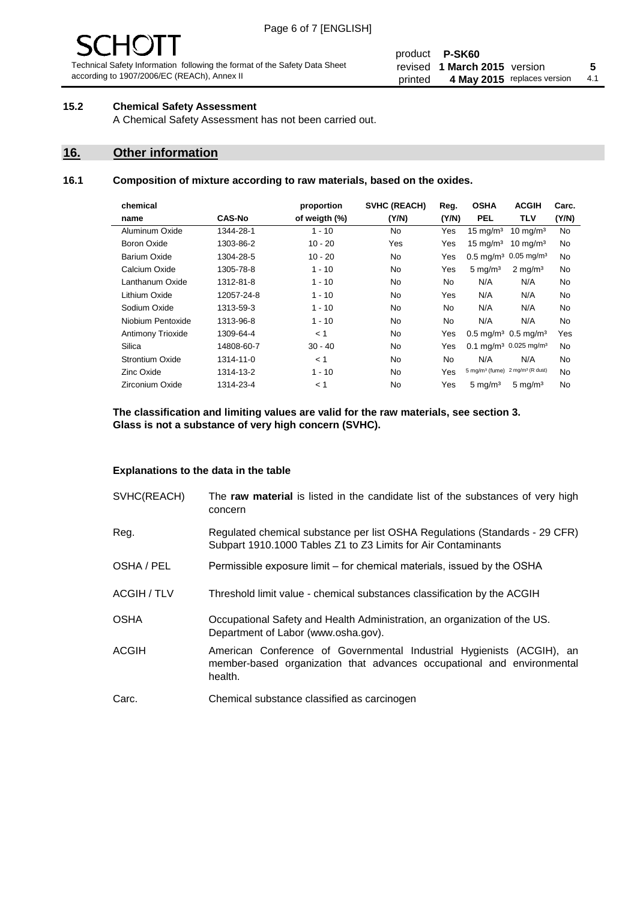### 15.2 Chemical Safety Assessment

A Chemical Safety Assessment has not been carried out.

## 16. Other information

### 16.1 Composition of mixture according to raw materials, based on the oxides.

| chemical name | CAS-No | proportion of weigth (%) | SVHC (REACH) (Y/N) | Reg. (Y/N) | OSHA PEL | ACGIH TLV | Carc. (Y/N) |
|---|---|---|---|---|---|---|---|
| Aluminum Oxide | 1344-28-1 | 1 - 10 | No | Yes | 15 mg/m³ | 10 mg/m³ | No |
| Boron Oxide | 1303-86-2 | 10 - 20 | Yes | Yes | 15 mg/m³ | 10 mg/m³ | No |
| Barium Oxide | 1304-28-5 | 10 - 20 | No | Yes | 0.5 mg/m³ | 0.05 mg/m³ | No |
| Calcium Oxide | 1305-78-8 | 1 - 10 | No | Yes | 5 mg/m³ | 2 mg/m³ | No |
| Lanthanum Oxide | 1312-81-8 | 1 - 10 | No | No | N/A | N/A | No |
| Lithium Oxide | 12057-24-8 | 1 - 10 | No | Yes | N/A | N/A | No |
| Sodium Oxide | 1313-59-3 | 1 - 10 | No | No | N/A | N/A | No |
| Niobium Pentoxide | 1313-96-8 | 1 - 10 | No | No | N/A | N/A | No |
| Antimony Trioxide | 1309-64-4 | < 1 | No | Yes | 0.5 mg/m³ | 0.5 mg/m³ | Yes |
| Silica | 14808-60-7 | 30 - 40 | No | Yes | 0.1 mg/m³ | 0.025 mg/m³ | No |
| Strontium Oxide | 1314-11-0 | < 1 | No | No | N/A | N/A | No |
| Zinc Oxide | 1314-13-2 | 1 - 10 | No | Yes | 5 mg/m³ (fume) | 2 mg/m³ (R dust) | No |
| Zirconium Oxide | 1314-23-4 | < 1 | No | Yes | 5 mg/m³ | 5 mg/m³ | No |

**The classification and limiting values are valid for the raw materials, see section 3.**
**Glass is not a substance of very high concern (SVHC).**

**Explanations to the data in the table**

| | |
|---|---|
| SVHC(REACH) | The **raw material** is listed in the candidate list of the substances of very high concern |
| Reg. | Regulated chemical substance per list OSHA Regulations (Standards - 29 CFR) Subpart 1910.1000 Tables Z1 to Z3 Limits for Air Contaminants |
| OSHA / PEL | Permissible exposure limit – for chemical materials, issued by the OSHA |
| ACGIH / TLV | Threshold limit value - chemical substances classification by the ACGIH |
| OSHA | Occupational Safety and Health Administration, an organization of the US. Department of Labor (www.osha.gov). |
| ACGIH | American Conference of Governmental Industrial Hygienists (ACGIH), an member-based organization that advances occupational and environmental health. |
| Carc. | Chemical substance classified as carcinogen |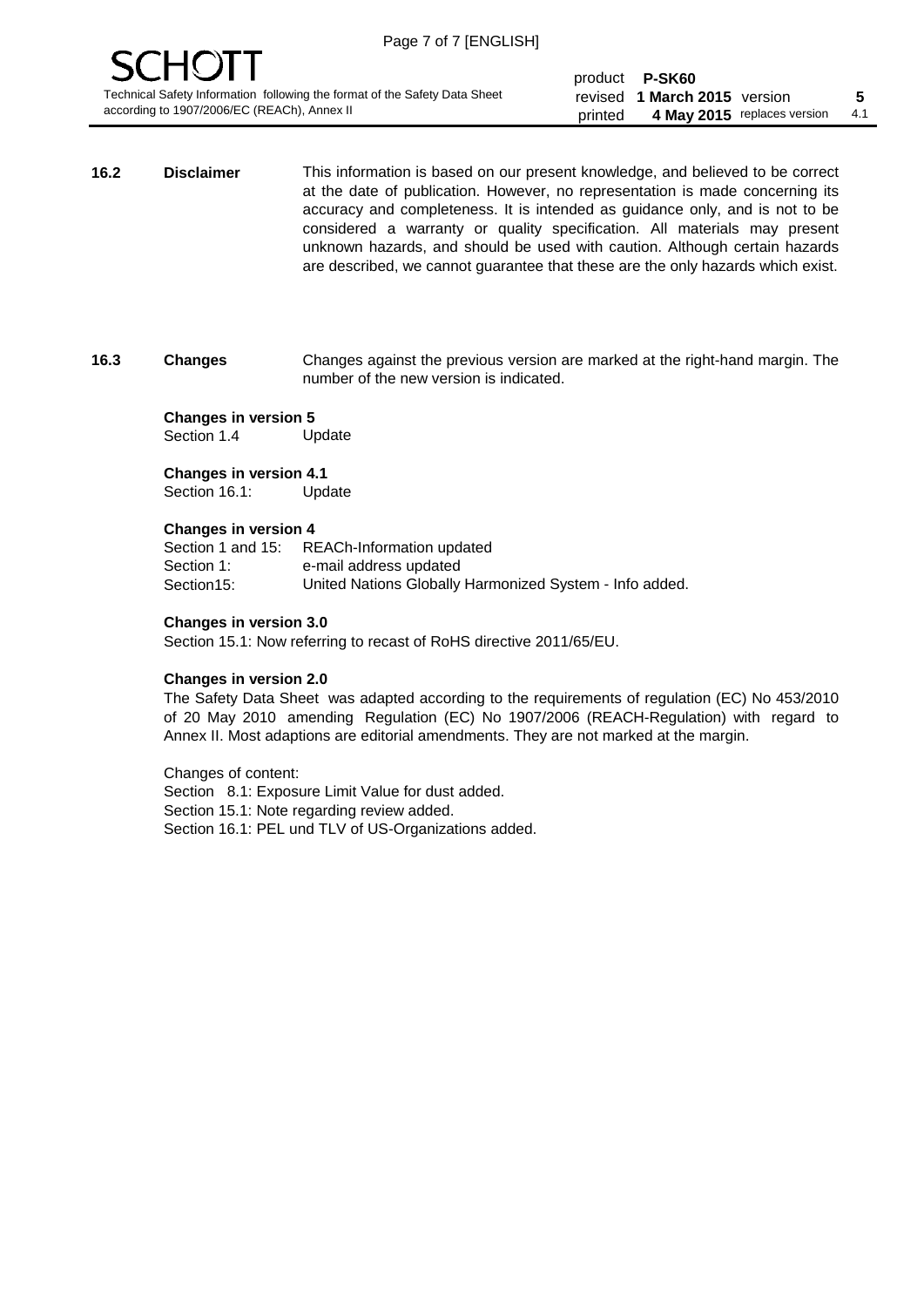**16.2 Disclaimer**

This information is based on our present knowledge, and believed to be correct at the date of publication. However, no representation is made concerning its accuracy and completeness. It is intended as guidance only, and is not to be considered a warranty or quality specification. All materials may present unknown hazards, and should be used with caution. Although certain hazards are described, we cannot guarantee that these are the only hazards which exist.

**16.3 Changes**

Changes against the previous version are marked at the right-hand margin. The number of the new version is indicated.

**Changes in version 5**

Section 1.4 Update

**Changes in version 4.1**

Section 16.1: Update

**Changes in version 4**

| | |
|---|---|
| Section 1 and 15: | REACh-Information updated |
| Section 1: | e-mail address updated |
| Section15: | United Nations Globally Harmonized System - Info added. |

**Changes in version 3.0**

Section 15.1: Now referring to recast of RoHS directive 2011/65/EU.

**Changes in version 2.0**

The Safety Data Sheet was adapted according to the requirements of regulation (EC) No 453/2010 of 20 May 2010 amending Regulation (EC) No 1907/2006 (REACH-Regulation) with regard to Annex II. Most adaptions are editorial amendments. They are not marked at the margin.

Changes of content:
Section 8.1: Exposure Limit Value for dust added.
Section 15.1: Note regarding review added.
Section 16.1: PEL und TLV of US-Organizations added.